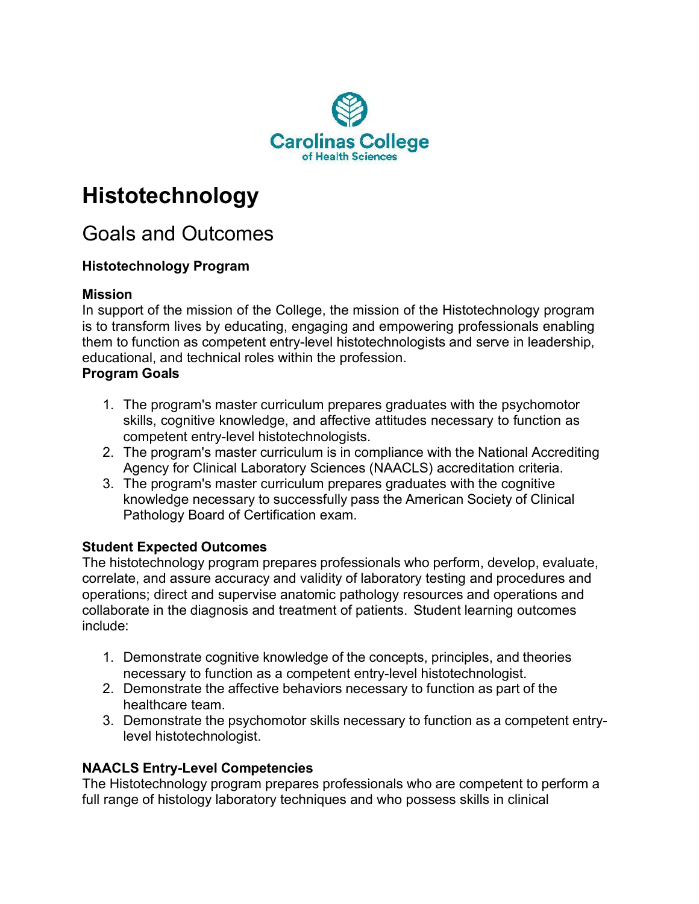Carolinas College of Health Sciences

# Histotechnology

## Goals and Outcomes

**Histotechnology Program**

**Mission**

In support of the mission of the College, the mission of the Histotechnology program is to transform lives by educating, engaging and empowering professionals enabling them to function as competent entry-level histotechnologists and serve in leadership, educational, and technical roles within the profession.

**Program Goals**

1. The program's master curriculum prepares graduates with the psychomotor skills, cognitive knowledge, and affective attitudes necessary to function as competent entry-level histotechnologists.
2. The program's master curriculum is in compliance with the National Accrediting Agency for Clinical Laboratory Sciences (NAACLS) accreditation criteria.
3. The program's master curriculum prepares graduates with the cognitive knowledge necessary to successfully pass the American Society of Clinical Pathology Board of Certification exam.

**Student Expected Outcomes**

The histotechnology program prepares professionals who perform, develop, evaluate, correlate, and assure accuracy and validity of laboratory testing and procedures and operations; direct and supervise anatomic pathology resources and operations and collaborate in the diagnosis and treatment of patients. Student learning outcomes include:

1. Demonstrate cognitive knowledge of the concepts, principles, and theories necessary to function as a competent entry-level histotechnologist.
2. Demonstrate the affective behaviors necessary to function as part of the healthcare team.
3. Demonstrate the psychomotor skills necessary to function as a competent entry-level histotechnologist.

**NAACLS Entry-Level Competencies**

The Histotechnology program prepares professionals who are competent to perform a full range of histology laboratory techniques and who possess skills in clinical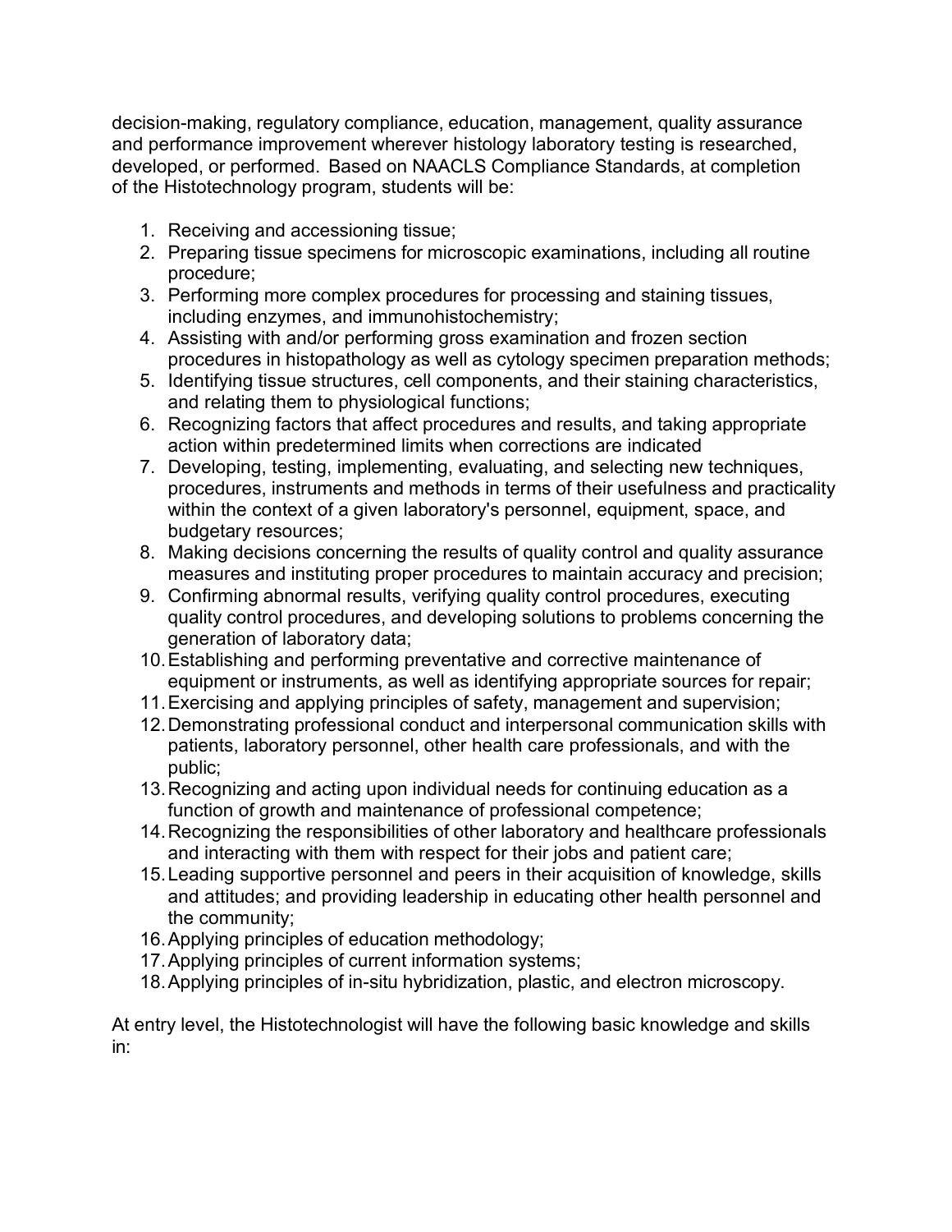decision-making, regulatory compliance, education, management, quality assurance and performance improvement wherever histology laboratory testing is researched, developed, or performed. Based on NAACLS Compliance Standards, at completion of the Histotechnology program, students will be:

1. Receiving and accessioning tissue;
2. Preparing tissue specimens for microscopic examinations, including all routine procedure;
3. Performing more complex procedures for processing and staining tissues, including enzymes, and immunohistochemistry;
4. Assisting with and/or performing gross examination and frozen section procedures in histopathology as well as cytology specimen preparation methods;
5. Identifying tissue structures, cell components, and their staining characteristics, and relating them to physiological functions;
6. Recognizing factors that affect procedures and results, and taking appropriate action within predetermined limits when corrections are indicated
7. Developing, testing, implementing, evaluating, and selecting new techniques, procedures, instruments and methods in terms of their usefulness and practicality within the context of a given laboratory's personnel, equipment, space, and budgetary resources;
8. Making decisions concerning the results of quality control and quality assurance measures and instituting proper procedures to maintain accuracy and precision;
9. Confirming abnormal results, verifying quality control procedures, executing quality control procedures, and developing solutions to problems concerning the generation of laboratory data;
10. Establishing and performing preventative and corrective maintenance of equipment or instruments, as well as identifying appropriate sources for repair;
11. Exercising and applying principles of safety, management and supervision;
12. Demonstrating professional conduct and interpersonal communication skills with patients, laboratory personnel, other health care professionals, and with the public;
13. Recognizing and acting upon individual needs for continuing education as a function of growth and maintenance of professional competence;
14. Recognizing the responsibilities of other laboratory and healthcare professionals and interacting with them with respect for their jobs and patient care;
15. Leading supportive personnel and peers in their acquisition of knowledge, skills and attitudes; and providing leadership in educating other health personnel and the community;
16. Applying principles of education methodology;
17. Applying principles of current information systems;
18. Applying principles of in-situ hybridization, plastic, and electron microscopy.

At entry level, the Histotechnologist will have the following basic knowledge and skills in: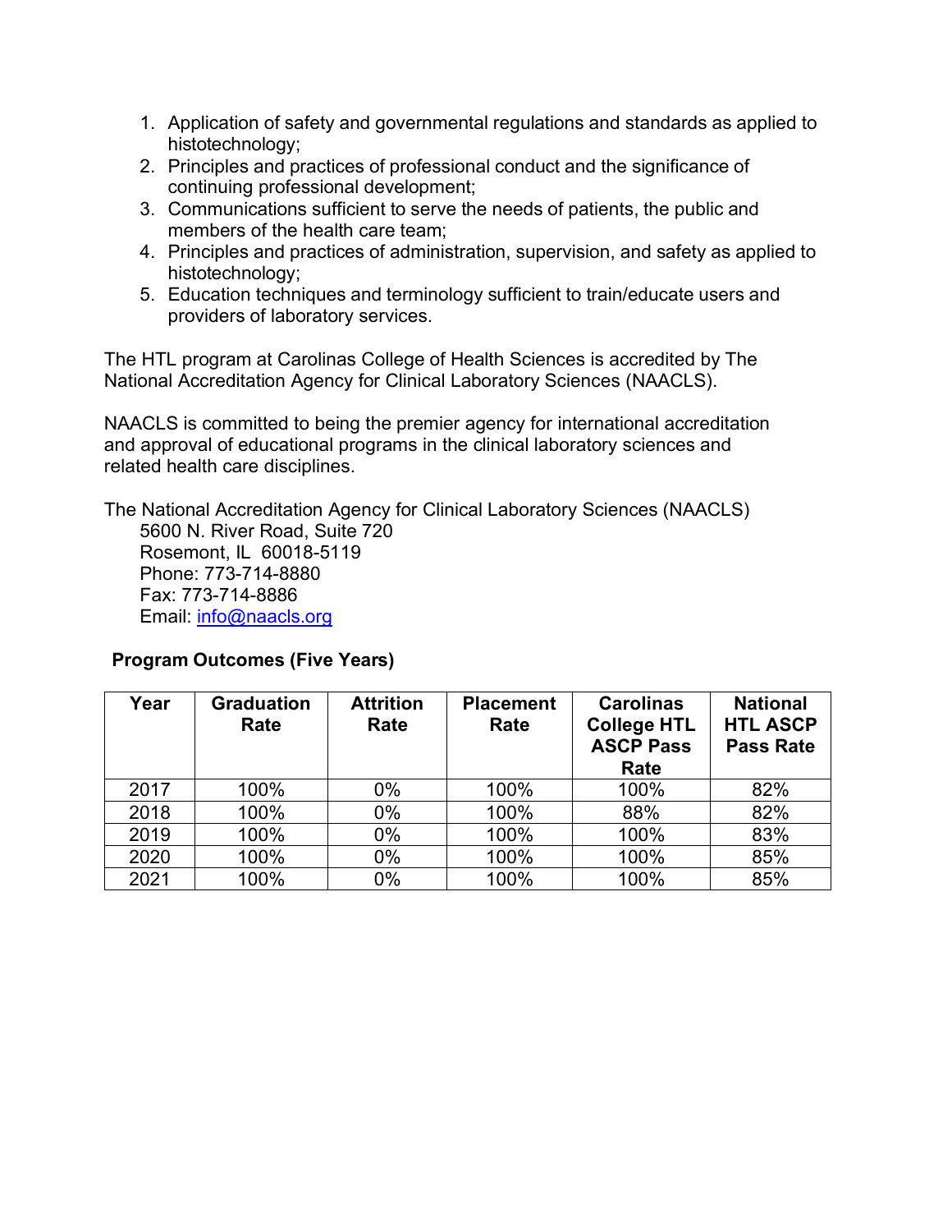1. Application of safety and governmental regulations and standards as applied to histotechnology;
2. Principles and practices of professional conduct and the significance of continuing professional development;
3. Communications sufficient to serve the needs of patients, the public and members of the health care team;
4. Principles and practices of administration, supervision, and safety as applied to histotechnology;
5. Education techniques and terminology sufficient to train/educate users and providers of laboratory services.

The HTL program at Carolinas College of Health Sciences is accredited by The National Accreditation Agency for Clinical Laboratory Sciences (NAACLS).

NAACLS is committed to being the premier agency for international accreditation and approval of educational programs in the clinical laboratory sciences and related health care disciplines.

The National Accreditation Agency for Clinical Laboratory Sciences (NAACLS)
5600 N. River Road, Suite 720
Rosemont, IL 60018-5119
Phone: 773-714-8880
Fax: 773-714-8886
Email: info@naacls.org

**Program Outcomes (Five Years)**

| Year | Graduation Rate | Attrition Rate | Placement Rate | Carolinas College HTL ASCP Pass Rate | National HTL ASCP Pass Rate |
|---|---|---|---|---|---|
| 2017 | 100% | 0% | 100% | 100% | 82% |
| 2018 | 100% | 0% | 100% | 88% | 82% |
| 2019 | 100% | 0% | 100% | 100% | 83% |
| 2020 | 100% | 0% | 100% | 100% | 85% |
| 2021 | 100% | 0% | 100% | 100% | 85% |